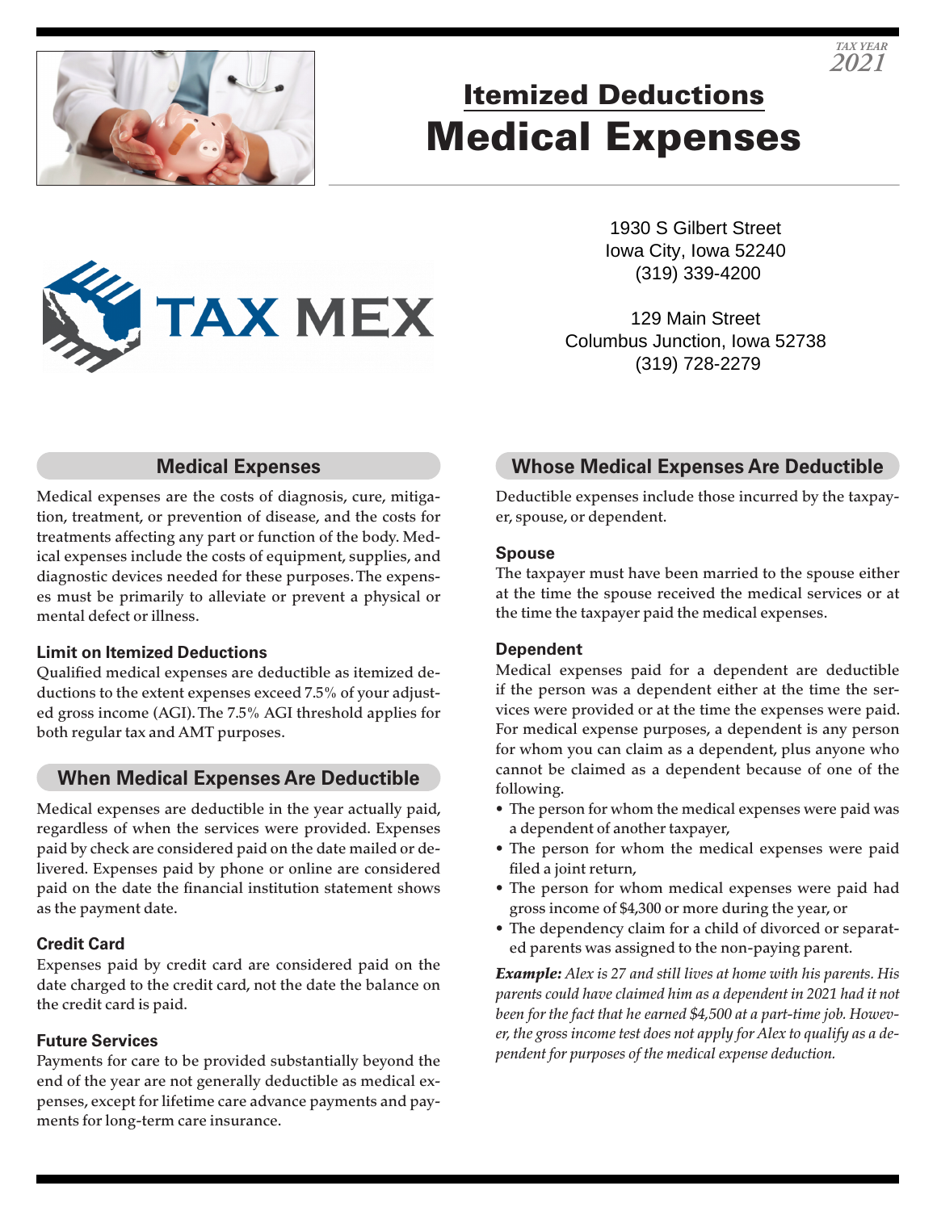TAX YEAR
2021

## Itemized Deductions

# Medical Expenses

TAX MEX

1930 S Gilbert Street
Iowa City, Iowa 52240
(319) 339-4200

129 Main Street
Columbus Junction, Iowa 52738
(319) 728-2279

## Medical Expenses

Medical expenses are the costs of diagnosis, cure, mitigation, treatment, or prevention of disease, and the costs for treatments affecting any part or function of the body. Medical expenses include the costs of equipment, supplies, and diagnostic devices needed for these purposes. The expenses must be primarily to alleviate or prevent a physical or mental defect or illness.

### Limit on Itemized Deductions

Qualified medical expenses are deductible as itemized deductions to the extent expenses exceed 7.5% of your adjusted gross income (AGI). The 7.5% AGI threshold applies for both regular tax and AMT purposes.

## When Medical Expenses Are Deductible

Medical expenses are deductible in the year actually paid, regardless of when the services were provided. Expenses paid by check are considered paid on the date mailed or delivered. Expenses paid by phone or online are considered paid on the date the financial institution statement shows as the payment date.

### Credit Card

Expenses paid by credit card are considered paid on the date charged to the credit card, not the date the balance on the credit card is paid.

### Future Services

Payments for care to be provided substantially beyond the end of the year are not generally deductible as medical expenses, except for lifetime care advance payments and payments for long-term care insurance.

## Whose Medical Expenses Are Deductible

Deductible expenses include those incurred by the taxpayer, spouse, or dependent.

### Spouse

The taxpayer must have been married to the spouse either at the time the spouse received the medical services or at the time the taxpayer paid the medical expenses.

### Dependent

Medical expenses paid for a dependent are deductible if the person was a dependent either at the time the services were provided or at the time the expenses were paid. For medical expense purposes, a dependent is any person for whom you can claim as a dependent, plus anyone who cannot be claimed as a dependent because of one of the following.

- The person for whom the medical expenses were paid was a dependent of another taxpayer,
- The person for whom the medical expenses were paid filed a joint return,
- The person for whom medical expenses were paid had gross income of $4,300 or more during the year, or
- The dependency claim for a child of divorced or separated parents was assigned to the non-paying parent.

***Example:*** *Alex is 27 and still lives at home with his parents. His parents could have claimed him as a dependent in 2021 had it not been for the fact that he earned $4,500 at a part-time job. However, the gross income test does not apply for Alex to qualify as a dependent for purposes of the medical expense deduction.*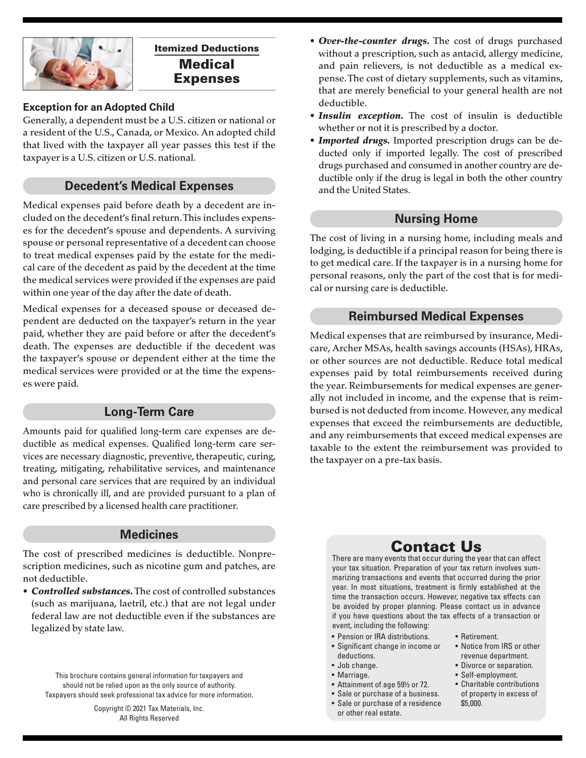Itemized Deductions

# Medical Expenses

### Exception for an Adopted Child

Generally, a dependent must be a U.S. citizen or national or a resident of the U.S., Canada, or Mexico. An adopted child that lived with the taxpayer all year passes this test if the taxpayer is a U.S. citizen or U.S. national.

## Decedent's Medical Expenses

Medical expenses paid before death by a decedent are included on the decedent's final return. This includes expenses for the decedent's spouse and dependents. A surviving spouse or personal representative of a decedent can choose to treat medical expenses paid by the estate for the medical care of the decedent as paid by the decedent at the time the medical services were provided if the expenses are paid within one year of the day after the date of death.

Medical expenses for a deceased spouse or deceased dependent are deducted on the taxpayer's return in the year paid, whether they are paid before or after the decedent's death. The expenses are deductible if the decedent was the taxpayer's spouse or dependent either at the time the medical services were provided or at the time the expenses were paid.

## Long-Term Care

Amounts paid for qualified long-term care expenses are deductible as medical expenses. Qualified long-term care services are necessary diagnostic, preventive, therapeutic, curing, treating, mitigating, rehabilitative services, and maintenance and personal care services that are required by an individual who is chronically ill, and are provided pursuant to a plan of care prescribed by a licensed health care practitioner.

## Medicines

The cost of prescribed medicines is deductible. Nonprescription medicines, such as nicotine gum and patches, are not deductible.

- ***Controlled substances.*** The cost of controlled substances (such as marijuana, laetril, etc.) that are not legal under federal law are not deductible even if the substances are legalized by state law.
- ***Over-the-counter drugs.*** The cost of drugs purchased without a prescription, such as antacid, allergy medicine, and pain relievers, is not deductible as a medical expense. The cost of dietary supplements, such as vitamins, that are merely beneficial to your general health are not deductible.
- ***Insulin exception.*** The cost of insulin is deductible whether or not it is prescribed by a doctor.
- ***Imported drugs.*** Imported prescription drugs can be deducted only if imported legally. The cost of prescribed drugs purchased and consumed in another country are deductible only if the drug is legal in both the other country and the United States.

## Nursing Home

The cost of living in a nursing home, including meals and lodging, is deductible if a principal reason for being there is to get medical care. If the taxpayer is in a nursing home for personal reasons, only the part of the cost that is for medical or nursing care is deductible.

## Reimbursed Medical Expenses

Medical expenses that are reimbursed by insurance, Medicare, Archer MSAs, health savings accounts (HSAs), HRAs, or other sources are not deductible. Reduce total medical expenses paid by total reimbursements received during the year. Reimbursements for medical expenses are generally not included in income, and the expense that is reimbursed is not deducted from income. However, any medical expenses that exceed the reimbursements are deductible, and any reimbursements that exceed medical expenses are taxable to the extent the reimbursement was provided to the taxpayer on a pre-tax basis.

## Contact Us

There are many events that occur during the year that can affect your tax situation. Preparation of your tax return involves summarizing transactions and events that occurred during the prior year. In most situations, treatment is firmly established at the time the transaction occurs. However, negative tax effects can be avoided by proper planning. Please contact us in advance if you have questions about the tax effects of a transaction or event, including the following:

- Pension or IRA distributions.
- Significant change in income or deductions.
- Job change.
- Marriage.
- Attainment of age 59½ or 72.
- Sale or purchase of a business.
- Sale or purchase of a residence or other real estate.
- Retirement.
- Notice from IRS or other revenue department.
- Divorce or separation.
- Self-employment.
- Charitable contributions of property in excess of $5,000.

This brochure contains general information for taxpayers and should not be relied upon as the only source of authority. Taxpayers should seek professional tax advice for more information.

Copyright © 2021 Tax Materials, Inc.
All Rights Reserved